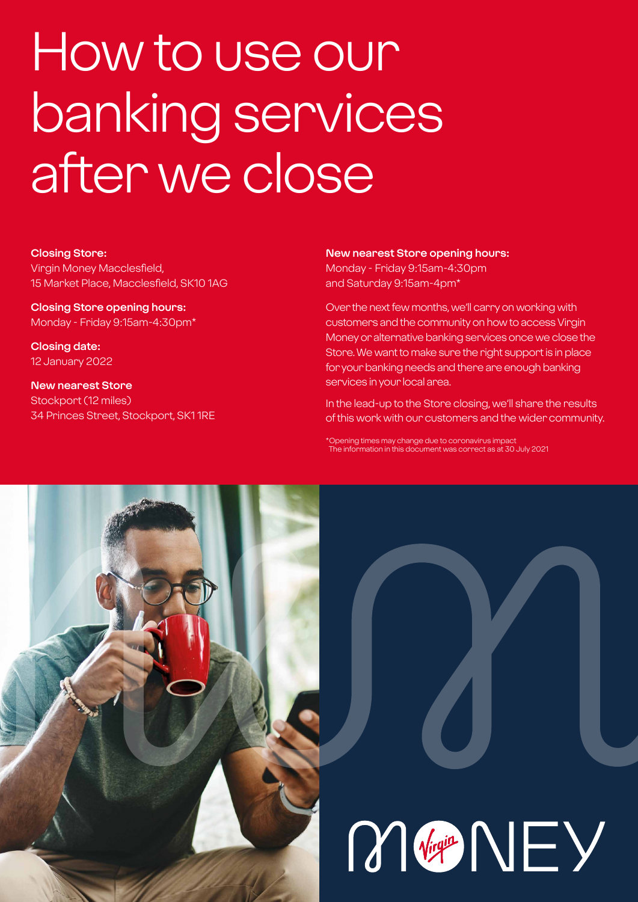# How to use our banking services after we close

**Closing Store:**
Virgin Money Macclesfield,
15 Market Place, Macclesfield, SK10 1AG

**Closing Store opening hours:**
Monday - Friday 9:15am-4:30pm*

**Closing date:**
12 January 2022

**New nearest Store**
Stockport (12 miles)
34 Princes Street, Stockport, SK1 1RE

**New nearest Store opening hours:**
Monday - Friday 9:15am-4:30pm
and Saturday 9:15am-4pm*

Over the next few months, we'll carry on working with customers and the community on how to access Virgin Money or alternative banking services once we close the Store. We want to make sure the right support is in place for your banking needs and there are enough banking services in your local area.

In the lead-up to the Store closing, we'll share the results of this work with our customers and the wider community.

*Opening times may change due to coronavirus impact
The information in this document was correct as at 30 July 2021

MONEY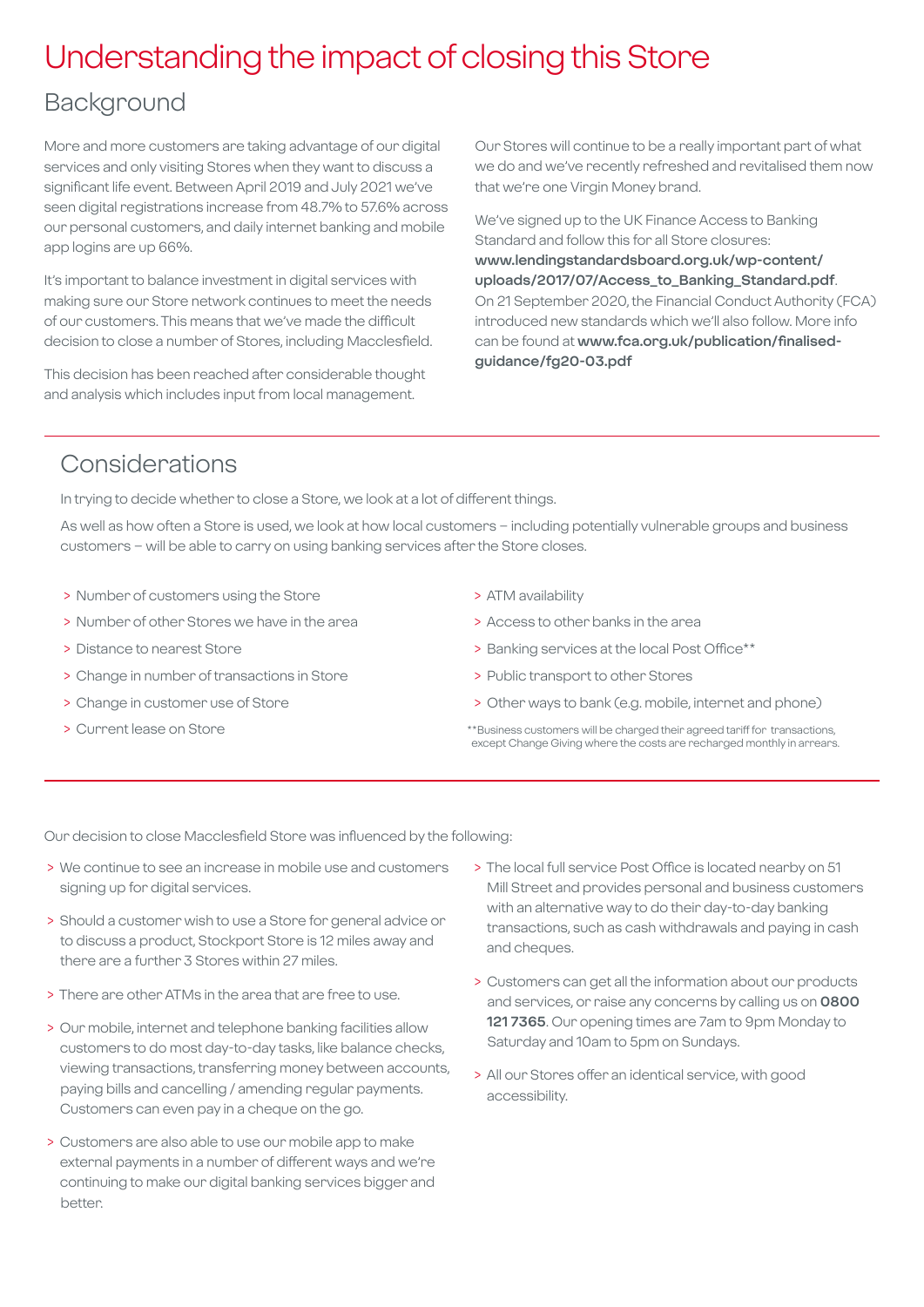# Understanding the impact of closing this Store

## Background

More and more customers are taking advantage of our digital services and only visiting Stores when they want to discuss a significant life event. Between April 2019 and July 2021 we've seen digital registrations increase from 48.7% to 57.6% across our personal customers, and daily internet banking and mobile app logins are up 66%.

It's important to balance investment in digital services with making sure our Store network continues to meet the needs of our customers. This means that we've made the difficult decision to close a number of Stores, including Macclesfield.

This decision has been reached after considerable thought and analysis which includes input from local management.

Our Stores will continue to be a really important part of what we do and we've recently refreshed and revitalised them now that we're one Virgin Money brand.

We've signed up to the UK Finance Access to Banking Standard and follow this for all Store closures: **www.lendingstandardsboard.org.uk/wp-content/uploads/2017/07/Access_to_Banking_Standard.pdf**. On 21 September 2020, the Financial Conduct Authority (FCA) introduced new standards which we'll also follow. More info can be found at **www.fca.org.uk/publication/finalised-guidance/fg20-03.pdf**

## Considerations

In trying to decide whether to close a Store, we look at a lot of different things.

As well as how often a Store is used, we look at how local customers – including potentially vulnerable groups and business customers – will be able to carry on using banking services after the Store closes.

- Number of customers using the Store
- Number of other Stores we have in the area
- Distance to nearest Store
- Change in number of transactions in Store
- Change in customer use of Store
- Current lease on Store
- ATM availability
- Access to other banks in the area
- Banking services at the local Post Office**
- Public transport to other Stores
- Other ways to bank (e.g. mobile, internet and phone)

**Business customers will be charged their agreed tariff for transactions, except Change Giving where the costs are recharged monthly in arrears.

Our decision to close Macclesfield Store was influenced by the following:

- We continue to see an increase in mobile use and customers signing up for digital services.
- Should a customer wish to use a Store for general advice or to discuss a product, Stockport Store is 12 miles away and there are a further 3 Stores within 27 miles.
- There are other ATMs in the area that are free to use.
- Our mobile, internet and telephone banking facilities allow customers to do most day-to-day tasks, like balance checks, viewing transactions, transferring money between accounts, paying bills and cancelling / amending regular payments. Customers can even pay in a cheque on the go.
- Customers are also able to use our mobile app to make external payments in a number of different ways and we're continuing to make our digital banking services bigger and better.
- The local full service Post Office is located nearby on 51 Mill Street and provides personal and business customers with an alternative way to do their day-to-day banking transactions, such as cash withdrawals and paying in cash and cheques.
- Customers can get all the information about our products and services, or raise any concerns by calling us on **0800 121 7365**. Our opening times are 7am to 9pm Monday to Saturday and 10am to 5pm on Sundays.
- All our Stores offer an identical service, with good accessibility.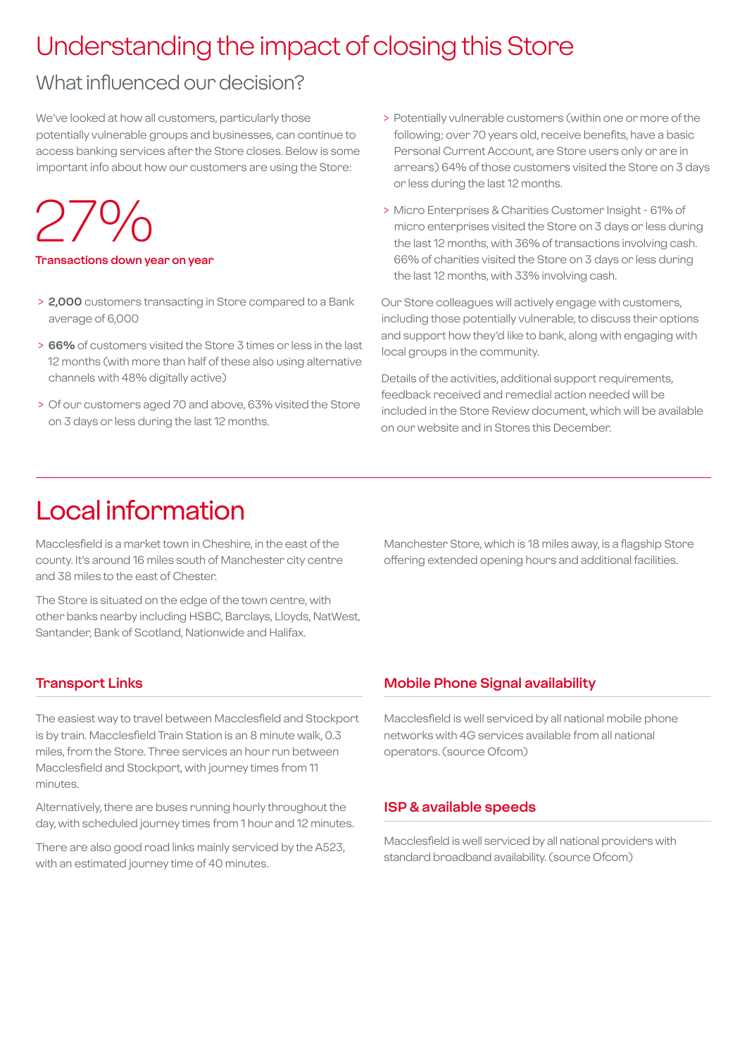# Understanding the impact of closing this Store

## What influenced our decision?

We've looked at how all customers, particularly those potentially vulnerable groups and businesses, can continue to access banking services after the Store closes. Below is some important info about how our customers are using the Store:

27%

**Transactions down year on year**

- **2,000** customers transacting in Store compared to a Bank average of 6,000
- **66%** of customers visited the Store 3 times or less in the last 12 months (with more than half of these also using alternative channels with 48% digitally active)
- Of our customers aged 70 and above, 63% visited the Store on 3 days or less during the last 12 months.
- Potentially vulnerable customers (within one or more of the following; over 70 years old, receive benefits, have a basic Personal Current Account, are Store users only or are in arrears) 64% of those customers visited the Store on 3 days or less during the last 12 months.
- Micro Enterprises & Charities Customer Insight - 61% of micro enterprises visited the Store on 3 days or less during the last 12 months, with 36% of transactions involving cash. 66% of charities visited the Store on 3 days or less during the last 12 months, with 33% involving cash.

Our Store colleagues will actively engage with customers, including those potentially vulnerable, to discuss their options and support how they'd like to bank, along with engaging with local groups in the community.

Details of the activities, additional support requirements, feedback received and remedial action needed will be included in the Store Review document, which will be available on our website and in Stores this December.

# Local information

Macclesfield is a market town in Cheshire, in the east of the county. It's around 16 miles south of Manchester city centre and 38 miles to the east of Chester.

The Store is situated on the edge of the town centre, with other banks nearby including HSBC, Barclays, Lloyds, NatWest, Santander, Bank of Scotland, Nationwide and Halifax.

Manchester Store, which is 18 miles away, is a flagship Store offering extended opening hours and additional facilities.

### Transport Links

The easiest way to travel between Macclesfield and Stockport is by train. Macclesfield Train Station is an 8 minute walk, 0.3 miles, from the Store. Three services an hour run between Macclesfield and Stockport, with journey times from 11 minutes.

Alternatively, there are buses running hourly throughout the day, with scheduled journey times from 1 hour and 12 minutes.

There are also good road links mainly serviced by the A523, with an estimated journey time of 40 minutes.

### Mobile Phone Signal availability

Macclesfield is well serviced by all national mobile phone networks with 4G services available from all national operators. (source Ofcom)

### ISP & available speeds

Macclesfield is well serviced by all national providers with standard broadband availability. (source Ofcom)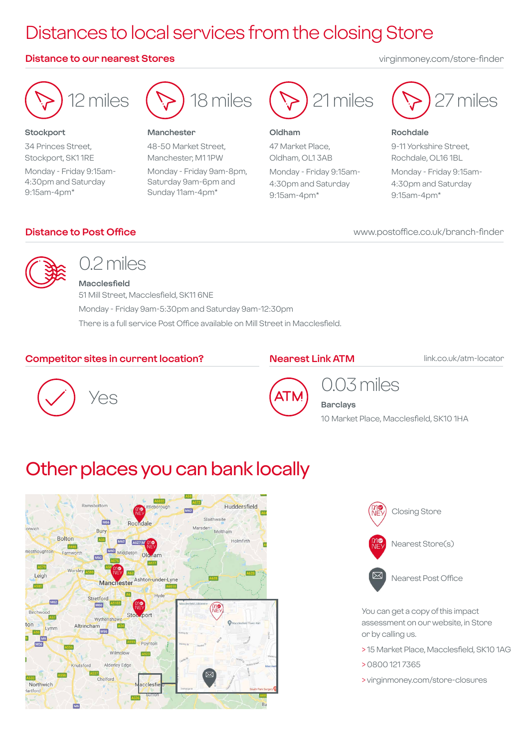# Distances to local services from the closing Store

## Distance to our nearest Stores

virginmoney.com/store-finder

**12 miles**

**Stockport**
34 Princes Street, Stockport, SK1 1RE
Monday - Friday 9:15am-4:30pm and Saturday 9:15am-4pm*

**18 miles**

**Manchester**
48-50 Market Street, Manchester, M1 1PW
Monday - Friday 9am-8pm, Saturday 9am-6pm and Sunday 11am-4pm*

**21 miles**

**Oldham**
47 Market Place, Oldham, OL1 3AB
Monday - Friday 9:15am-4:30pm and Saturday 9:15am-4pm*

**27 miles**

**Rochdale**
9-11 Yorkshire Street, Rochdale, OL16 1BL
Monday - Friday 9:15am-4:30pm and Saturday 9:15am-4pm*

## Distance to Post Office

www.postoffice.co.uk/branch-finder

**0.2 miles**

**Macclesfield**
51 Mill Street, Macclesfield, SK11 6NE
Monday - Friday 9am-5:30pm and Saturday 9am-12:30pm
There is a full service Post Office available on Mill Street in Macclesfield.

## Competitor sites in current location?

Yes

## Nearest Link ATM

link.co.uk/atm-locator

**0.03 miles**

**Barclays**
10 Market Place, Macclesfield, SK10 1HA

# Other places you can bank locally

Closing Store

Nearest Store(s)

Nearest Post Office

You can get a copy of this impact assessment on our website, in Store or by calling us.

> 15 Market Place, Macclesfield, SK10 1AG
> 0800 121 7365
> virginmoney.com/store-closures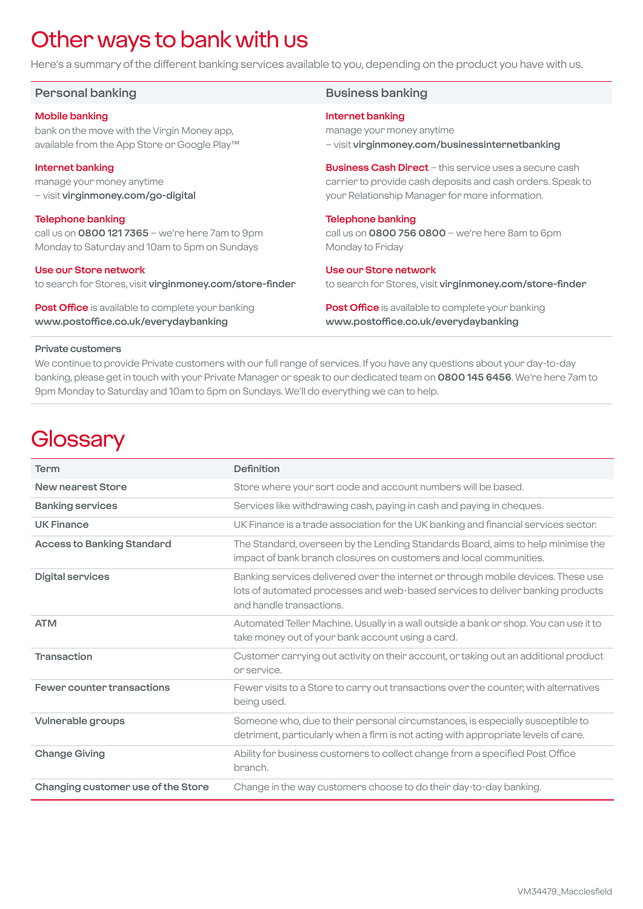# Other ways to bank with us

Here's a summary of the different banking services available to you, depending on the product you have with us.

## Personal banking

**Mobile banking**
bank on the move with the Virgin Money app, available from the App Store or Google Play™

**Internet banking**
manage your money anytime
– visit **virginmoney.com/go-digital**

**Telephone banking**
call us on **0800 121 7365** – we're here 7am to 9pm Monday to Saturday and 10am to 5pm on Sundays

**Use our Store network**
to search for Stores, visit **virginmoney.com/store-finder**

**Post Office** is available to complete your banking
**www.postoffice.co.uk/everydaybanking**

## Business banking

**Internet banking**
manage your money anytime
– visit **virginmoney.com/businessinternetbanking**

**Business Cash Direct** – this service uses a secure cash carrier to provide cash deposits and cash orders. Speak to your Relationship Manager for more information.

**Telephone banking**
call us on **0800 756 0800** – we're here 8am to 6pm Monday to Friday

**Use our Store network**
to search for Stores, visit **virginmoney.com/store-finder**

**Post Office** is available to complete your banking
**www.postoffice.co.uk/everydaybanking**

**Private customers**
We continue to provide Private customers with our full range of services. If you have any questions about your day-to-day banking, please get in touch with your Private Manager or speak to our dedicated team on **0800 145 6456**. We're here 7am to 9pm Monday to Saturday and 10am to 5pm on Sundays. We'll do everything we can to help.

# Glossary

| Term | Definition |
|---|---|
| **New nearest Store** | Store where your sort code and account numbers will be based. |
| **Banking services** | Services like withdrawing cash, paying in cash and paying in cheques. |
| **UK Finance** | UK Finance is a trade association for the UK banking and financial services sector. |
| **Access to Banking Standard** | The Standard, overseen by the Lending Standards Board, aims to help minimise the impact of bank branch closures on customers and local communities. |
| **Digital services** | Banking services delivered over the internet or through mobile devices. These use lots of automated processes and web-based services to deliver banking products and handle transactions. |
| **ATM** | Automated Teller Machine. Usually in a wall outside a bank or shop. You can use it to take money out of your bank account using a card. |
| **Transaction** | Customer carrying out activity on their account, or taking out an additional product or service. |
| **Fewer counter transactions** | Fewer visits to a Store to carry out transactions over the counter, with alternatives being used. |
| **Vulnerable groups** | Someone who, due to their personal circumstances, is especially susceptible to detriment, particularly when a firm is not acting with appropriate levels of care. |
| **Change Giving** | Ability for business customers to collect change from a specified Post Office branch. |
| **Changing customer use of the Store** | Change in the way customers choose to do their day-to-day banking. |

VM34479_Macclesfield